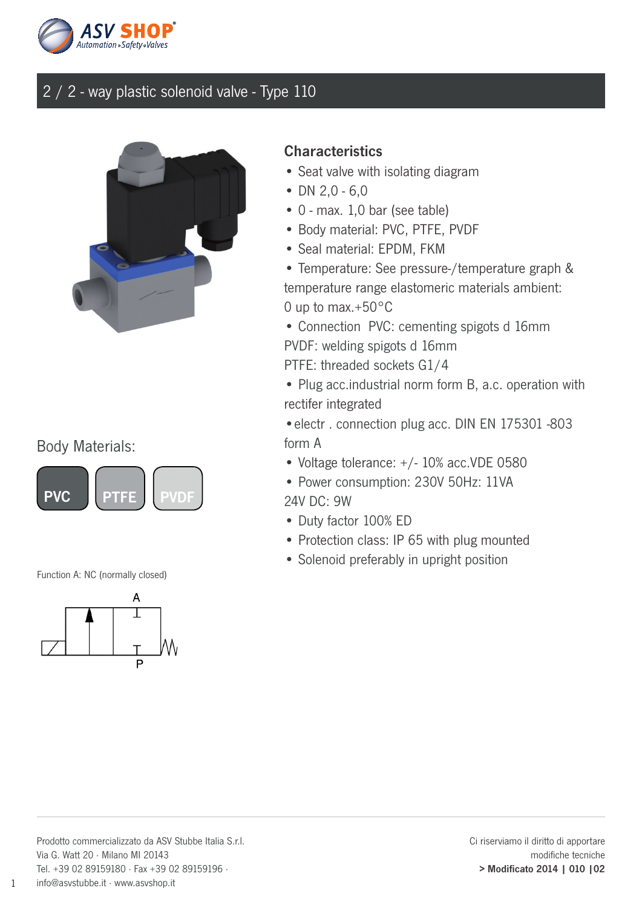# 2 / 2 - way plastic solenoid valve - Type 110

Body Materials:

PVC PTFE PVDF

Function A: NC (normally closed)

## Characteristics

- Seat valve with isolating diagram
- DN 2,0 - 6,0
- 0 - max. 1,0 bar (see table)
- Body material: PVC, PTFE, PVDF
- Seal material: EPDM, FKM
- Temperature: See pressure-/temperature graph & temperature range elastomeric materials ambient: 0 up to max.+50°C
- Connection PVC: cementing spigots d 16mm  
  PVDF: welding spigots d 16mm  
  PTFE: threaded sockets G1/4
- Plug acc.industrial norm form B, a.c. operation with rectifer integrated
- electr . connection plug acc. DIN EN 175301 -803 form A
- Voltage tolerance: +/- 10% acc.VDE 0580
- Power consumption: 230V 50Hz: 11VA  
  24V DC: 9W
- Duty factor 100% ED
- Protection class: IP 65 with plug mounted
- Solenoid preferably in upright position

Prodotto commercializzato da ASV Stubbe Italia S.r.l.  
Via G. Watt 20 · Milano MI 20143  
Tel. +39 02 89159180 · Fax +39 02 89159196 ·  
info@asvstubbe.it · www.asvshop.it

Ci riserviamo il diritto di apportare modifiche tecniche  
**> Modificato 2014 | 010 |02**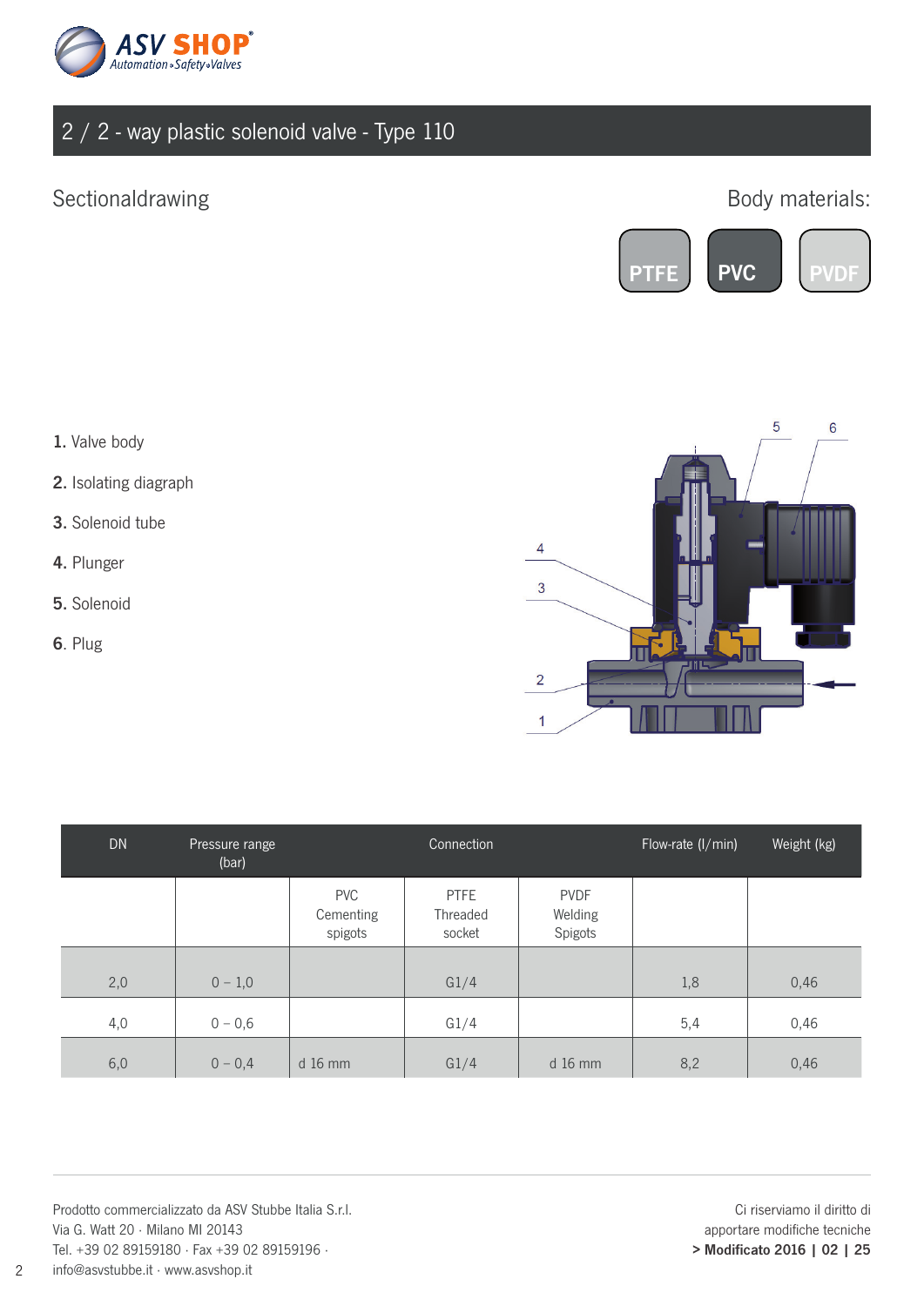# 2 / 2 - way plastic solenoid valve - Type 110

## Sectionaldrawing

Body materials:

PTFE | PVC | PVDF

1. Valve body
2. Isolating diagraph
3. Solenoid tube
4. Plunger
5. Solenoid
6. Plug

| DN | Pressure range (bar) | Connection | | | Flow-rate (l/min) | Weight (kg) |
|---|---|---|---|---|---|---|
| | | PVC Cementing spigots | PTFE Threaded socket | PVDF Welding Spigots | | |
| 2,0 | 0 – 1,0 | | G1/4 | | 1,8 | 0,46 |
| 4,0 | 0 – 0,6 | | G1/4 | | 5,4 | 0,46 |
| 6,0 | 0 – 0,4 | d 16 mm | G1/4 | d 16 mm | 8,2 | 0,46 |

Prodotto commercializzato da ASV Stubbe Italia S.r.l.
Via G. Watt 20 · Milano MI 20143
Tel. +39 02 89159180 · Fax +39 02 89159196 ·
info@asvstubbe.it · www.asvshop.it

Ci riserviamo il diritto di
apportare modifiche tecniche
**> Modificato 2016 | 02 | 25**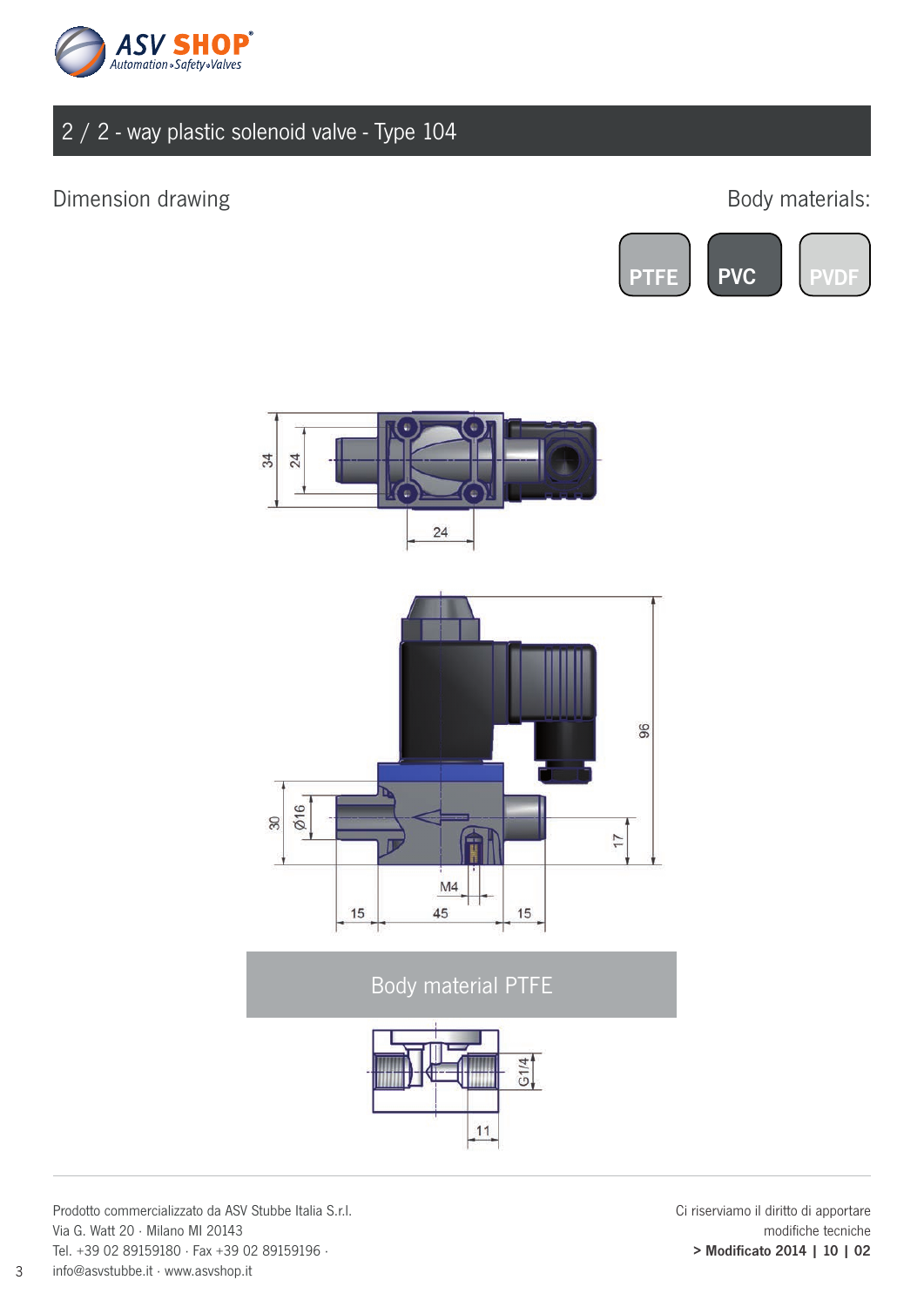# 2 / 2 - way plastic solenoid valve - Type 104

## Dimension drawing

Body materials:

PTFE PVC PVDF

34
24
24

96
30
Ø16
17
M4
15
45
15

Body material PTFE

G1/4
11

Prodotto commercializzato da ASV Stubbe Italia S.r.l.
Via G. Watt 20 · Milano MI 20143
Tel. +39 02 89159180 · Fax +39 02 89159196 ·
info@asvstubbe.it · www.asvshop.it

Ci riserviamo il diritto di apportare modifiche tecniche
**> Modificato 2014 | 10 | 02**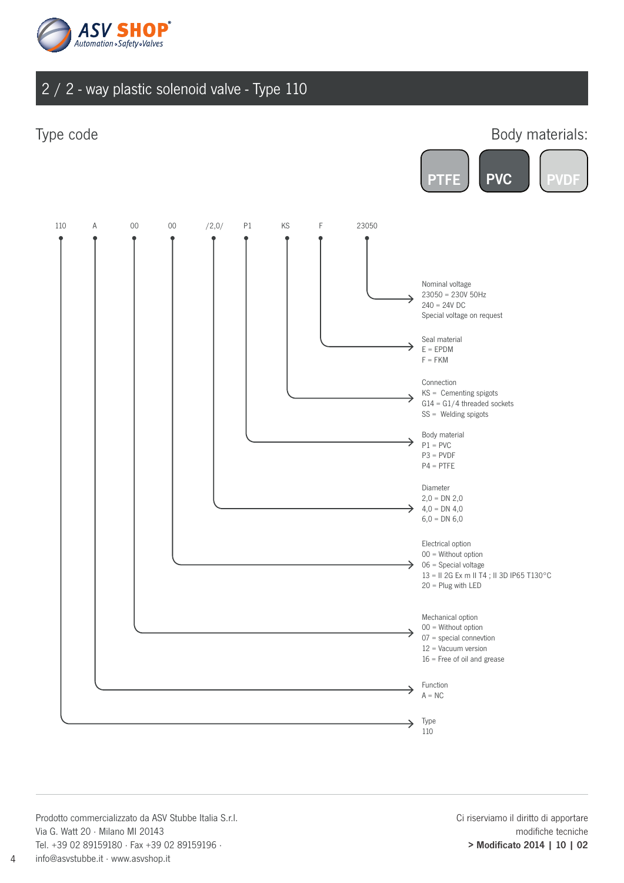# 2 / 2 - way plastic solenoid valve - Type 110

## Type code

Body materials: PTFE | PVC | PVDF

110 A 00 00 /2,0/ P1 KS F 23050

**Nominal voltage**
23050 = 230V 50Hz
240 = 24V DC
Special voltage on request

**Seal material**
E = EPDM
F = FKM

**Connection**
KS = Cementing spigots
G14 = G1/4 threaded sockets
SS = Welding spigots

**Body material**
P1 = PVC
P3 = PVDF
P4 = PTFE

**Diameter**
2,0 = DN 2,0
4,0 = DN 4,0
6,0 = DN 6,0

**Electrical option**
00 = Without option
06 = Special voltage
13 = II 2G Ex m II T4 ; II 3D IP65 T130°C
20 = Plug with LED

**Mechanical option**
00 = Without option
07 = special connevtion
12 = Vacuum version
16 = Free of oil and grease

**Function**
A = NC

**Type**
110

Prodotto commercializzato da ASV Stubbe Italia S.r.l.
Via G. Watt 20 · Milano MI 20143
Tel. +39 02 89159180 · Fax +39 02 89159196 ·
info@asvstubbe.it · www.asvshop.it

Ci riserviamo il diritto di apportare modifiche tecniche
**> Modificato 2014 | 10 | 02**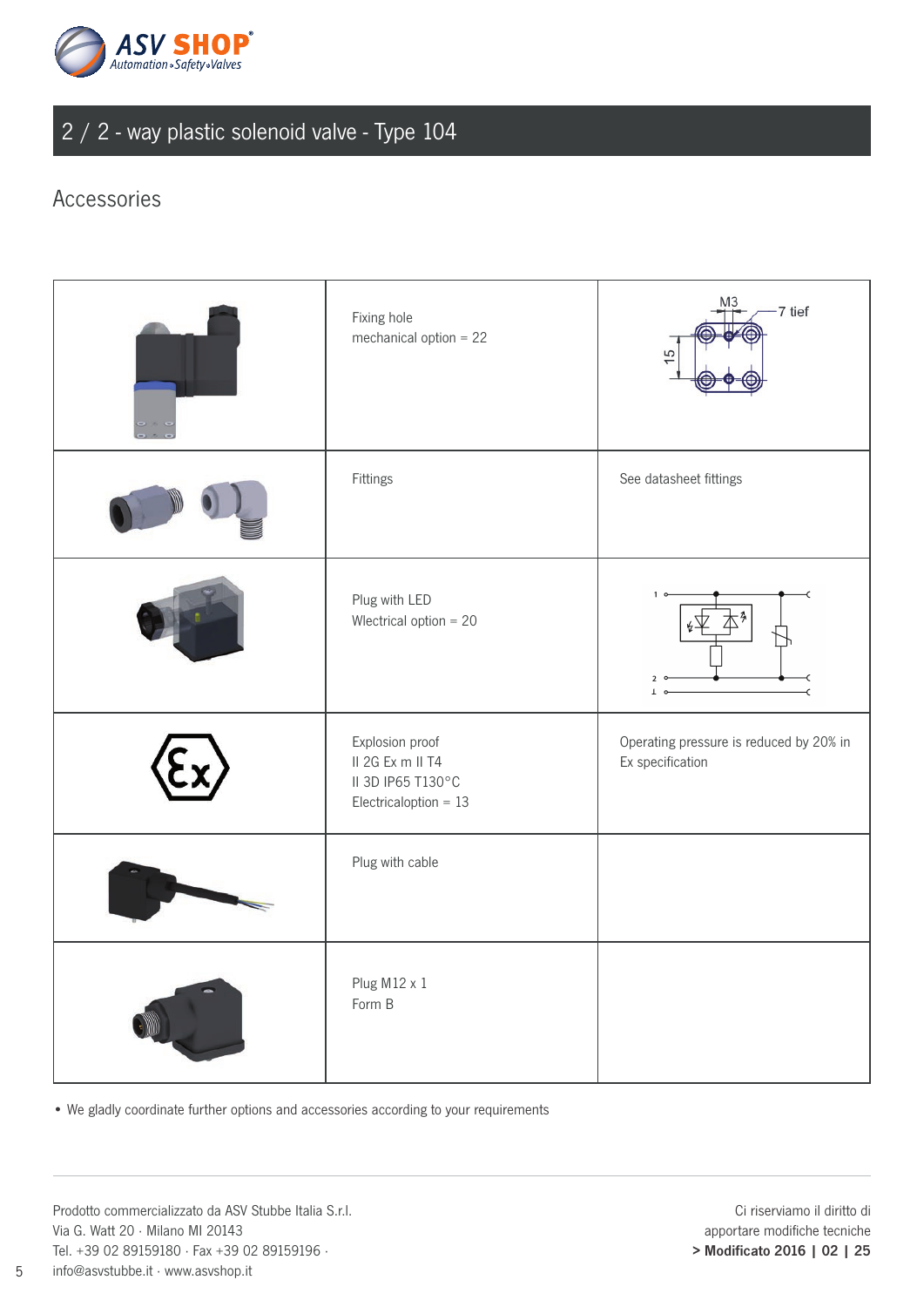# 2 / 2 - way plastic solenoid valve - Type 104

## Accessories

| | | |
|---|---|---|
| | Fixing hole<br>mechanical option = 22 | M3<br>7 tief<br>15 |
| | Fittings | See datasheet fittings |
| | Plug with LED<br>Wlectrical option = 20 | 1<br>2<br>⊥ |
| | Explosion proof<br>II 2G Ex m II T4<br>II 3D IP65 T130°C<br>Electricaloption = 13 | Operating pressure is reduced by 20% in Ex specification |
| | Plug with cable | |
| | Plug M12 x 1<br>Form B | |

- We gladly coordinate further options and accessories according to your requirements

Prodotto commercializzato da ASV Stubbe Italia S.r.l.
Via G. Watt 20 · Milano MI 20143
Tel. +39 02 89159180 · Fax +39 02 89159196 ·
info@asvstubbe.it · www.asvshop.it

Ci riserviamo il diritto di
apportare modifiche tecniche
**> Modificato 2016 | 02 | 25**